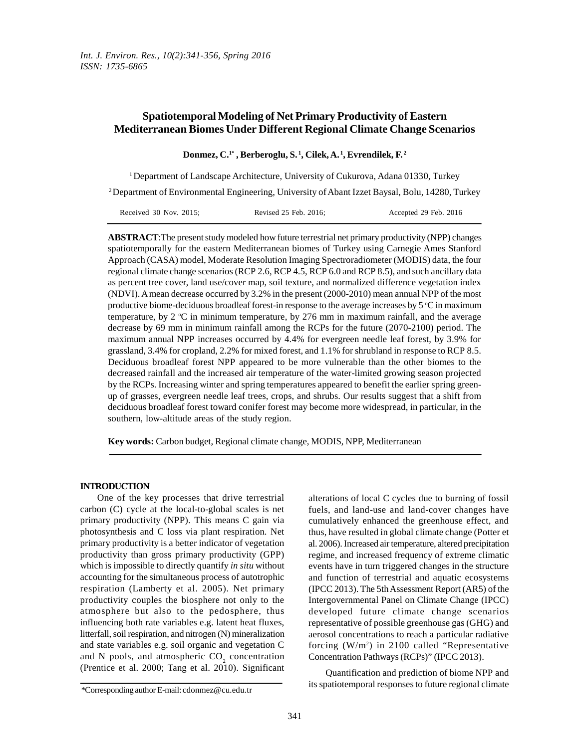# Spatiotemporal Modeling of Net Primary Productivity of Eastern Mediterranean Biomes Under Different Regional Climate Change Scenarios

**Donmez, C.[1*], Berberoglu, S.[1], Cilek, A.[1], Evrendilek, F.[2]**

[1] Department of Landscape Architecture, University of Cukurova, Adana 01330, Turkey

[2] Department of Environmental Engineering, University of Abant Izzet Baysal, Bolu, 14280, Turkey

Received 30 Nov. 2015; Revised 25 Feb. 2016; Accepted 29 Feb. 2016

**ABSTRACT**:The present study modeled how future terrestrial net primary productivity (NPP) changes spatiotemporally for the eastern Mediterranean biomes of Turkey using Carnegie Ames Stanford Approach (CASA) model, Moderate Resolution Imaging Spectroradiometer (MODIS) data, the four regional climate change scenarios (RCP 2.6, RCP 4.5, RCP 6.0 and RCP 8.5), and such ancillary data as percent tree cover, land use/cover map, soil texture, and normalized difference vegetation index (NDVI). A mean decrease occurred by 3.2% in the present (2000-2010) mean annual NPP of the most productive biome-deciduous broadleaf forest-in response to the average increases by 5 ºC in maximum temperature, by 2 ºC in minimum temperature, by 276 mm in maximum rainfall, and the average decrease by 69 mm in minimum rainfall among the RCPs for the future (2070-2100) period. The maximum annual NPP increases occurred by 4.4% for evergreen needle leaf forest, by 3.9% for grassland, 3.4% for cropland, 2.2% for mixed forest, and 1.1% for shrubland in response to RCP 8.5. Deciduous broadleaf forest NPP appeared to be more vulnerable than the other biomes to the decreased rainfall and the increased air temperature of the water-limited growing season projected by the RCPs. Increasing winter and spring temperatures appeared to benefit the earlier spring green-up of grasses, evergreen needle leaf trees, crops, and shrubs. Our results suggest that a shift from deciduous broadleaf forest toward conifer forest may become more widespread, in particular, in the southern, low-altitude areas of the study region.

**Key words:** Carbon budget, Regional climate change, MODIS, NPP, Mediterranean

## INTRODUCTION

One of the key processes that drive terrestrial carbon (C) cycle at the local-to-global scales is net primary productivity (NPP). This means C gain via photosynthesis and C loss via plant respiration. Net primary productivity is a better indicator of vegetation productivity than gross primary productivity (GPP) which is impossible to directly quantify *in situ* without accounting for the simultaneous process of autotrophic respiration (Lamberty et al. 2005). Net primary productivity couples the biosphere not only to the atmosphere but also to the pedosphere, thus influencing both rate variables e.g. latent heat fluxes, litterfall, soil respiration, and nitrogen (N) mineralization and state variables e.g. soil organic and vegetation C and N pools, and atmospheric $CO_2$ concentration (Prentice et al. 2000; Tang et al. 2010). Significant alterations of local C cycles due to burning of fossil fuels, and land-use and land-cover changes have cumulatively enhanced the greenhouse effect, and thus, have resulted in global climate change (Potter et al. 2006). Increased air temperature, altered precipitation regime, and increased frequency of extreme climatic events have in turn triggered changes in the structure and function of terrestrial and aquatic ecosystems (IPCC 2013). The 5th Assessment Report (AR5) of the Intergovernmental Panel on Climate Change (IPCC) developed future climate change scenarios representative of possible greenhouse gas (GHG) and aerosol concentrations to reach a particular radiative forcing ($W/m^2$) in 2100 called "Representative Concentration Pathways (RCPs)" (IPCC 2013).

Quantification and prediction of biome NPP and its spatiotemporal responses to future regional climate

*Corresponding author E-mail: cdonmez@cu.edu.tr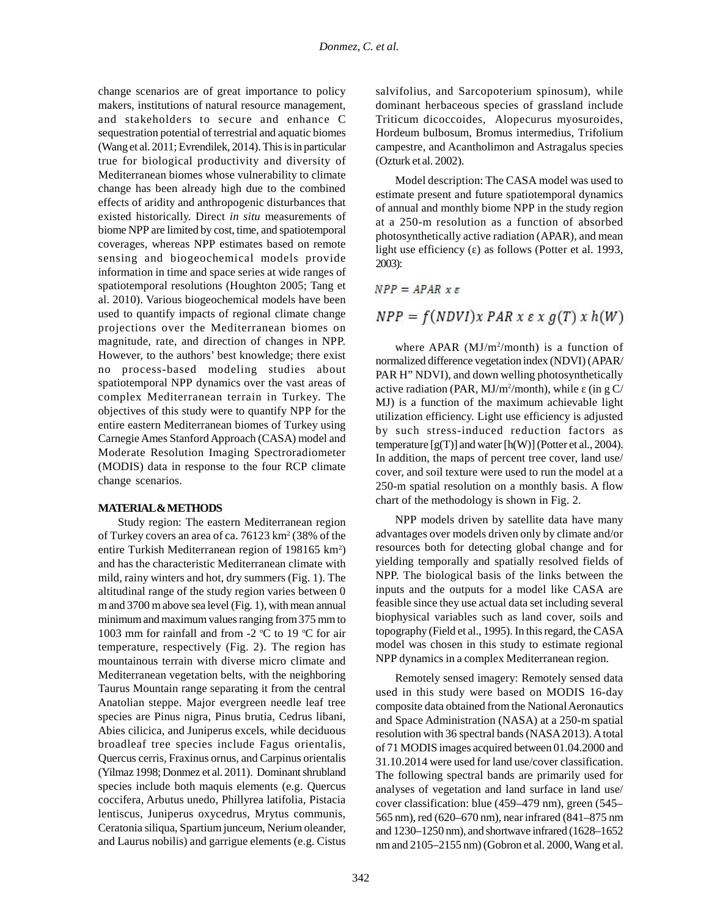change scenarios are of great importance to policy makers, institutions of natural resource management, and stakeholders to secure and enhance C sequestration potential of terrestrial and aquatic biomes (Wang et al. 2011; Evrendilek, 2014). This is in particular true for biological productivity and diversity of Mediterranean biomes whose vulnerability to climate change has been already high due to the combined effects of aridity and anthropogenic disturbances that existed historically. Direct *in situ* measurements of biome NPP are limited by cost, time, and spatiotemporal coverages, whereas NPP estimates based on remote sensing and biogeochemical models provide information in time and space series at wide ranges of spatiotemporal resolutions (Houghton 2005; Tang et al. 2010). Various biogeochemical models have been used to quantify impacts of regional climate change projections over the Mediterranean biomes on magnitude, rate, and direction of changes in NPP. However, to the authors' best knowledge; there exist no process-based modeling studies about spatiotemporal NPP dynamics over the vast areas of complex Mediterranean terrain in Turkey. The objectives of this study were to quantify NPP for the entire eastern Mediterranean biomes of Turkey using Carnegie Ames Stanford Approach (CASA) model and Moderate Resolution Imaging Spectroradiometer (MODIS) data in response to the four RCP climate change scenarios.

## MATERIAL & METHODS

Study region: The eastern Mediterranean region of Turkey covers an area of ca. 76123 km$^2$ (38% of the entire Turkish Mediterranean region of 198165 km$^2$) and has the characteristic Mediterranean climate with mild, rainy winters and hot, dry summers (Fig. 1). The altitudinal range of the study region varies between 0 m and 3700 m above sea level (Fig. 1), with mean annual minimum and maximum values ranging from 375 mm to 1003 mm for rainfall and from -2 ºC to 19 ºC for air temperature, respectively (Fig. 2). The region has mountainous terrain with diverse micro climate and Mediterranean vegetation belts, with the neighboring Taurus Mountain range separating it from the central Anatolian steppe. Major evergreen needle leaf tree species are Pinus nigra, Pinus brutia, Cedrus libani, Abies cilicica, and Juniperus excels, while deciduous broadleaf tree species include Fagus orientalis, Quercus cerris, Fraxinus ornus, and Carpinus orientalis (Yilmaz 1998; Donmez et al. 2011). Dominant shrubland species include both maquis elements (e.g. Quercus coccifera, Arbutus unedo, Phillyrea latifolia, Pistacia lentiscus, Juniperus oxycedrus, Mrytus communis, Ceratonia siliqua, Spartium junceum, Nerium oleander, and Laurus nobilis) and garrigue elements (e.g. Cistus salvifolius, and Sarcopoterium spinosum), while dominant herbaceous species of grassland include Triticum dicoccoides, Alopecurus myosuroides, Hordeum bulbosum, Bromus intermedius, Trifolium campestre, and Acantholimon and Astragalus species (Ozturk et al. 2002).

Model description: The CASA model was used to estimate present and future spatiotemporal dynamics of annual and monthly biome NPP in the study region at a 250-m resolution as a function of absorbed photosynthetically active radiation (APAR), and mean light use efficiency (ε) as follows (Potter et al. 1993, 2003):

$$NPP = APAR \ x \ \varepsilon$$

$$NPP = f(NDVI) x \ PAR \ x \ \varepsilon \ x \ g(T) \ x \ h(W)$$

where APAR (MJ/m$^2$/month) is a function of normalized difference vegetation index (NDVI) (APAR/PAR H" NDVI), and down welling photosynthetically active radiation (PAR, MJ/m$^2$/month), while ε (in g C/MJ) is a function of the maximum achievable light utilization efficiency. Light use efficiency is adjusted by such stress-induced reduction factors as temperature [g(T)] and water [h(W)] (Potter et al., 2004). In addition, the maps of percent tree cover, land use/cover, and soil texture were used to run the model at a 250-m spatial resolution on a monthly basis. A flow chart of the methodology is shown in Fig. 2.

NPP models driven by satellite data have many advantages over models driven only by climate and/or resources both for detecting global change and for yielding temporally and spatially resolved fields of NPP. The biological basis of the links between the inputs and the outputs for a model like CASA are feasible since they use actual data set including several biophysical variables such as land cover, soils and topography (Field et al., 1995). In this regard, the CASA model was chosen in this study to estimate regional NPP dynamics in a complex Mediterranean region.

Remotely sensed imagery: Remotely sensed data used in this study were based on MODIS 16-day composite data obtained from the National Aeronautics and Space Administration (NASA) at a 250-m spatial resolution with 36 spectral bands (NASA 2013). A total of 71 MODIS images acquired between 01.04.2000 and 31.10.2014 were used for land use/cover classification. The following spectral bands are primarily used for analyses of vegetation and land surface in land use/cover classification: blue (459–479 nm), green (545–565 nm), red (620–670 nm), near infrared (841–875 nm and 1230–1250 nm), and shortwave infrared (1628–1652 nm and 2105–2155 nm) (Gobron et al. 2000, Wang et al.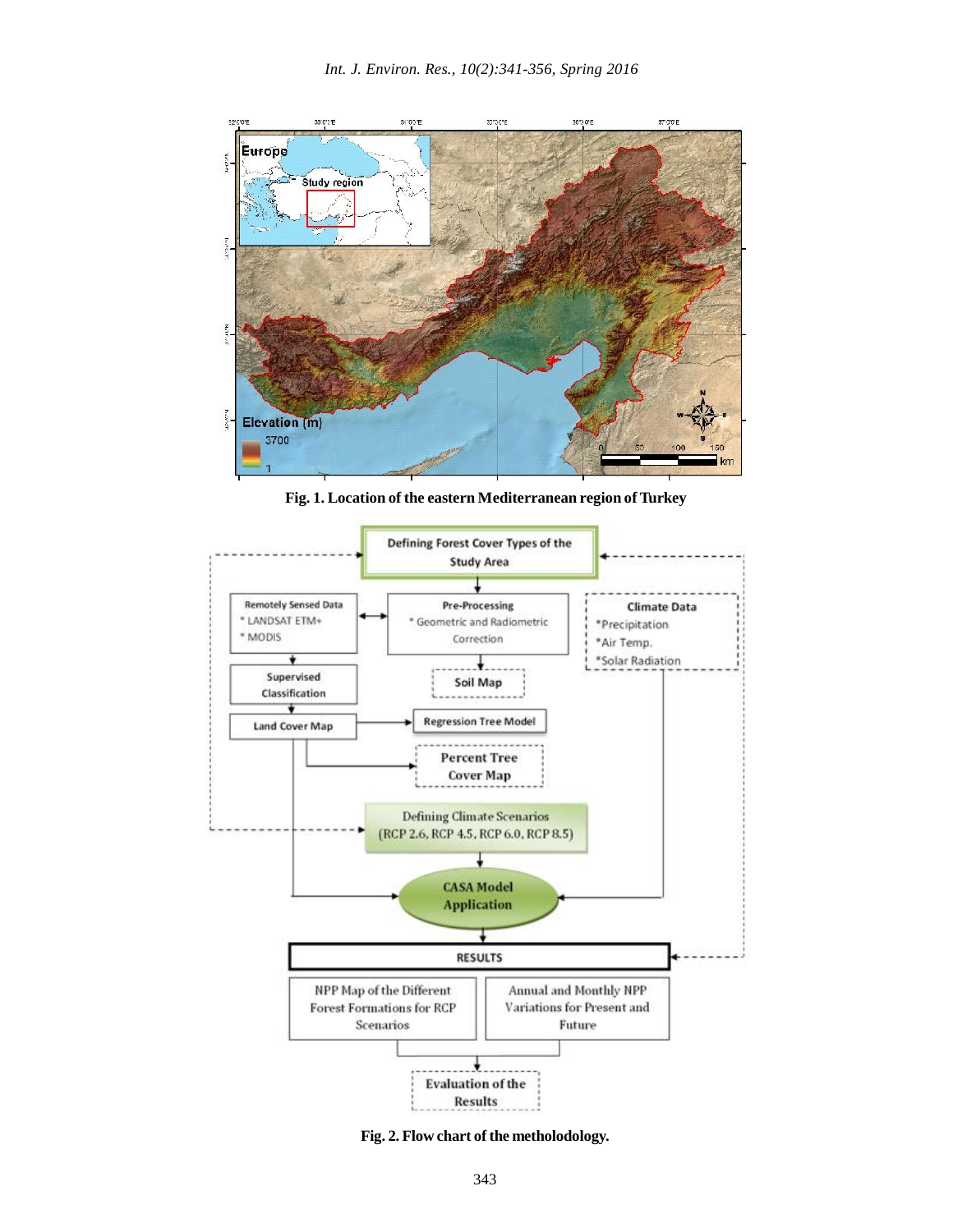Fig. 1. Location of the eastern Mediterranean region of Turkey

Fig. 2. Flow chart of the metholodology.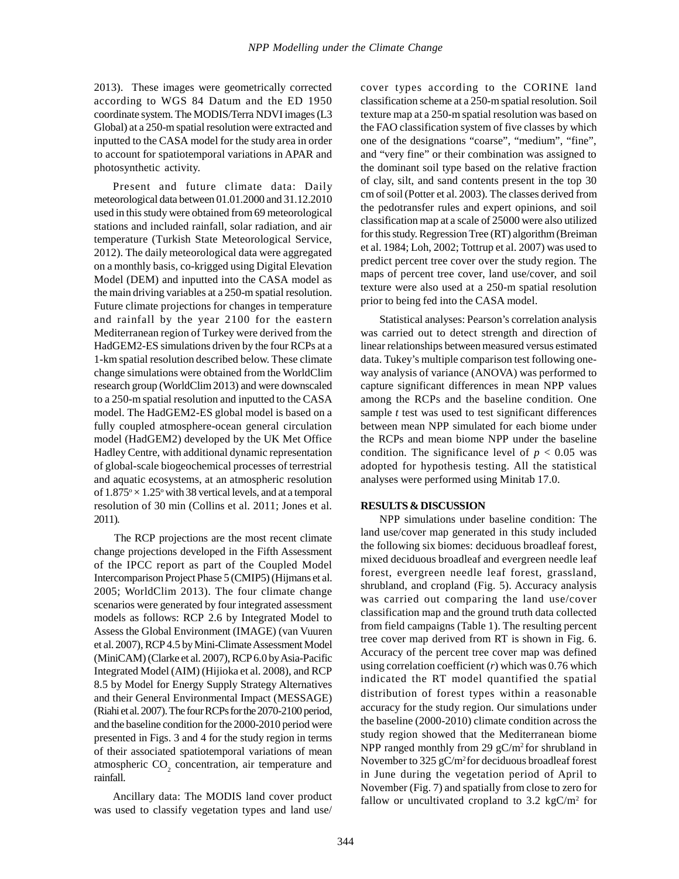2013). These images were geometrically corrected according to WGS 84 Datum and the ED 1950 coordinate system. The MODIS/Terra NDVI images (L3 Global) at a 250-m spatial resolution were extracted and inputted to the CASA model for the study area in order to account for spatiotemporal variations in APAR and photosynthetic activity.

Present and future climate data: Daily meteorological data between 01.01.2000 and 31.12.2010 used in this study were obtained from 69 meteorological stations and included rainfall, solar radiation, and air temperature (Turkish State Meteorological Service, 2012). The daily meteorological data were aggregated on a monthly basis, co-kriged using Digital Elevation Model (DEM) and inputted into the CASA model as the main driving variables at a 250-m spatial resolution. Future climate projections for changes in temperature and rainfall by the year 2100 for the eastern Mediterranean region of Turkey were derived from the HadGEM2-ES simulations driven by the four RCPs at a 1-km spatial resolution described below. These climate change simulations were obtained from the WorldClim research group (WorldClim 2013) and were downscaled to a 250-m spatial resolution and inputted to the CASA model. The HadGEM2-ES global model is based on a fully coupled atmosphere-ocean general circulation model (HadGEM2) developed by the UK Met Office Hadley Centre, with additional dynamic representation of global-scale biogeochemical processes of terrestrial and aquatic ecosystems, at an atmospheric resolution of $1.875^o \times 1.25^o$ with 38 vertical levels, and at a temporal resolution of 30 min (Collins et al. 2011; Jones et al. 2011).

The RCP projections are the most recent climate change projections developed in the Fifth Assessment of the IPCC report as part of the Coupled Model Intercomparison Project Phase 5 (CMIP5) (Hijmans et al. 2005; WorldClim 2013). The four climate change scenarios were generated by four integrated assessment models as follows: RCP 2.6 by Integrated Model to Assess the Global Environment (IMAGE) (van Vuuren et al. 2007), RCP 4.5 by Mini-Climate Assessment Model (MiniCAM) (Clarke et al. 2007), RCP 6.0 by Asia-Pacific Integrated Model (AIM) (Hijioka et al. 2008), and RCP 8.5 by Model for Energy Supply Strategy Alternatives and their General Environmental Impact (MESSAGE) (Riahi et al. 2007). The four RCPs for the 2070-2100 period, and the baseline condition for the 2000-2010 period were presented in Figs. 3 and 4 for the study region in terms of their associated spatiotemporal variations of mean atmospheric $CO_2$ concentration, air temperature and rainfall.

Ancillary data: The MODIS land cover product was used to classify vegetation types and land use/cover types according to the CORINE land classification scheme at a 250-m spatial resolution. Soil texture map at a 250-m spatial resolution was based on the FAO classification system of five classes by which one of the designations "coarse", "medium", "fine", and "very fine" or their combination was assigned to the dominant soil type based on the relative fraction of clay, silt, and sand contents present in the top 30 cm of soil (Potter et al. 2003). The classes derived from the pedotransfer rules and expert opinions, and soil classification map at a scale of 25000 were also utilized for this study. Regression Tree (RT) algorithm (Breiman et al. 1984; Loh, 2002; Tottrup et al. 2007) was used to predict percent tree cover over the study region. The maps of percent tree cover, land use/cover, and soil texture were also used at a 250-m spatial resolution prior to being fed into the CASA model.

Statistical analyses: Pearson's correlation analysis was carried out to detect strength and direction of linear relationships between measured versus estimated data. Tukey's multiple comparison test following one-way analysis of variance (ANOVA) was performed to capture significant differences in mean NPP values among the RCPs and the baseline condition. One sample *t* test was used to test significant differences between mean NPP simulated for each biome under the RCPs and mean biome NPP under the baseline condition. The significance level of $p < 0.05$ was adopted for hypothesis testing. All the statistical analyses were performed using Minitab 17.0.

## RESULTS & DISCUSSION

NPP simulations under baseline condition: The land use/cover map generated in this study included the following six biomes: deciduous broadleaf forest, mixed deciduous broadleaf and evergreen needle leaf forest, evergreen needle leaf forest, grassland, shrubland, and cropland (Fig. 5). Accuracy analysis was carried out comparing the land use/cover classification map and the ground truth data collected from field campaigns (Table 1). The resulting percent tree cover map derived from RT is shown in Fig. 6. Accuracy of the percent tree cover map was defined using correlation coefficient ($r$) which was 0.76 which indicated the RT model quantified the spatial distribution of forest types within a reasonable accuracy for the study region. Our simulations under the baseline (2000-2010) climate condition across the study region showed that the Mediterranean biome NPP ranged monthly from 29 $gC/m^2$ for shrubland in November to 325 $gC/m^2$ for deciduous broadleaf forest in June during the vegetation period of April to November (Fig. 7) and spatially from close to zero for fallow or uncultivated cropland to 3.2 $kgC/m^2$ for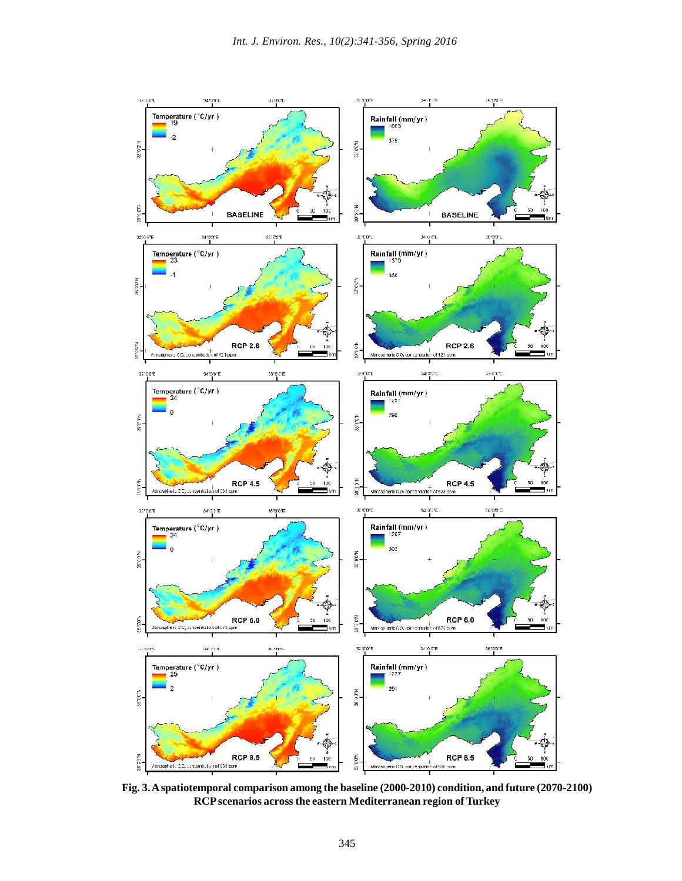**Fig. 3. A spatiotemporal comparison among the baseline (2000-2010) condition, and future (2070-2100) RCP scenarios across the eastern Mediterranean region of Turkey**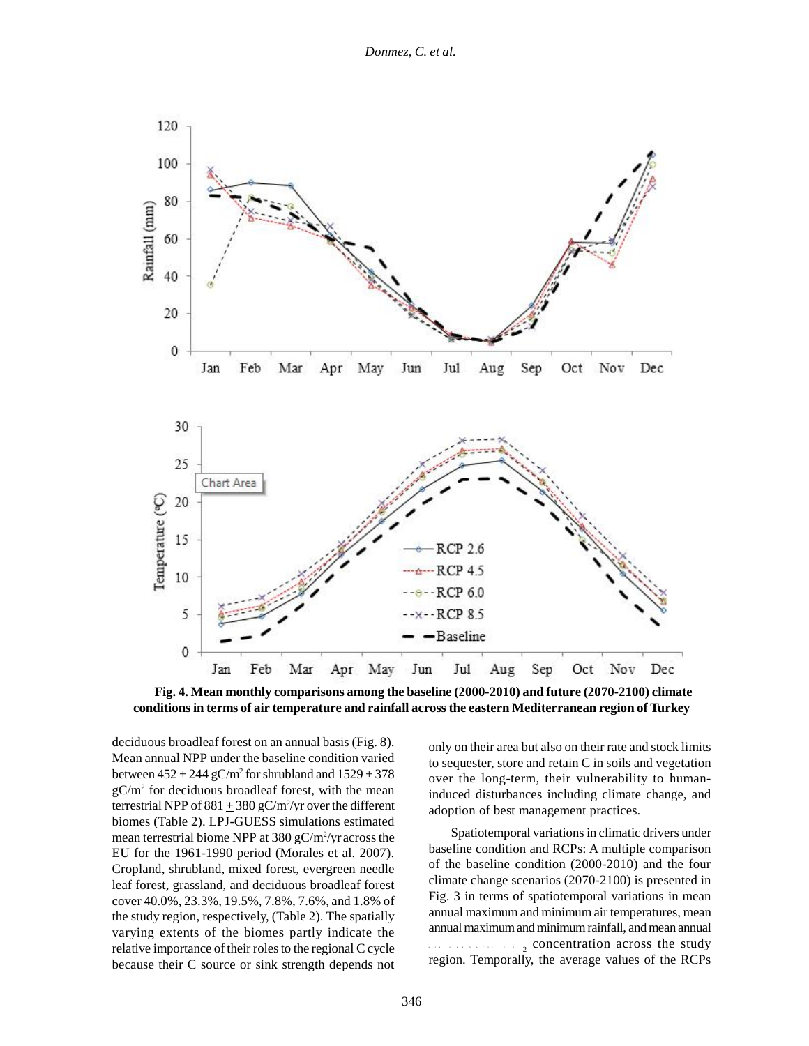**Fig. 4. Mean monthly comparisons among the baseline (2000-2010) and future (2070-2100) climate conditions in terms of air temperature and rainfall across the eastern Mediterranean region of Turkey**

deciduous broadleaf forest on an annual basis (Fig. 8). Mean annual NPP under the baseline condition varied between 452 ± 244 gC/m$^2$ for shrubland and 1529 ± 378 gC/m$^2$ for deciduous broadleaf forest, with the mean terrestrial NPP of 881 ± 380 gC/m$^2$/yr over the different biomes (Table 2). LPJ-GUESS simulations estimated mean terrestrial biome NPP at 380 gC/m$^2$/yr across the EU for the 1961-1990 period (Morales et al. 2007). Cropland, shrubland, mixed forest, evergreen needle leaf forest, grassland, and deciduous broadleaf forest cover 40.0%, 23.3%, 19.5%, 7.8%, 7.6%, and 1.8% of the study region, respectively, (Table 2). The spatially varying extents of the biomes partly indicate the relative importance of their roles to the regional C cycle because their C source or sink strength depends not only on their area but also on their rate and stock limits to sequester, store and retain C in soils and vegetation over the long-term, their vulnerability to human-induced disturbances including climate change, and adoption of best management practices.

Spatiotemporal variations in climatic drivers under baseline condition and RCPs: A multiple comparison of the baseline condition (2000-2010) and the four climate change scenarios (2070-2100) is presented in Fig. 3 in terms of spatiotemporal variations in mean annual maximum and minimum air temperatures, mean annual maximum and minimum rainfall, and mean annual $CO_2$ concentration across the study region. Temporally, the average values of the RCPs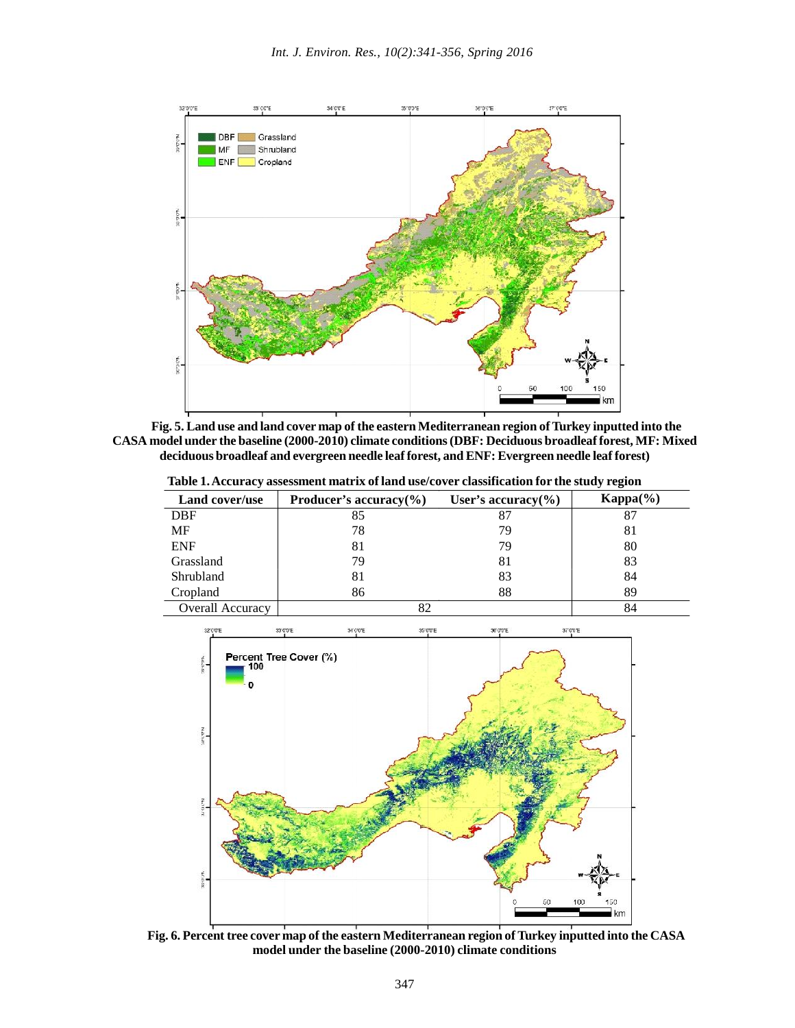**Fig. 5. Land use and land cover map of the eastern Mediterranean region of Turkey inputted into the CASA model under the baseline (2000-2010) climate conditions (DBF: Deciduous broadleaf forest, MF: Mixed deciduous broadleaf and evergreen needle leaf forest, and ENF: Evergreen needle leaf forest)**

**Table 1. Accuracy assessment matrix of land use/cover classification for the study region**

| Land cover/use | Producer's accuracy(%) | User's accuracy(%) | Kappa(%) |
|---|---|---|---|
| DBF | 85 | 87 | 87 |
| MF | 78 | 79 | 81 |
| ENF | 81 | 79 | 80 |
| Grassland | 79 | 81 | 83 |
| Shrubland | 81 | 83 | 84 |
| Cropland | 86 | 88 | 89 |
| Overall Accuracy | 82 | | 84 |

**Fig. 6. Percent tree cover map of the eastern Mediterranean region of Turkey inputted into the CASA model under the baseline (2000-2010) climate conditions**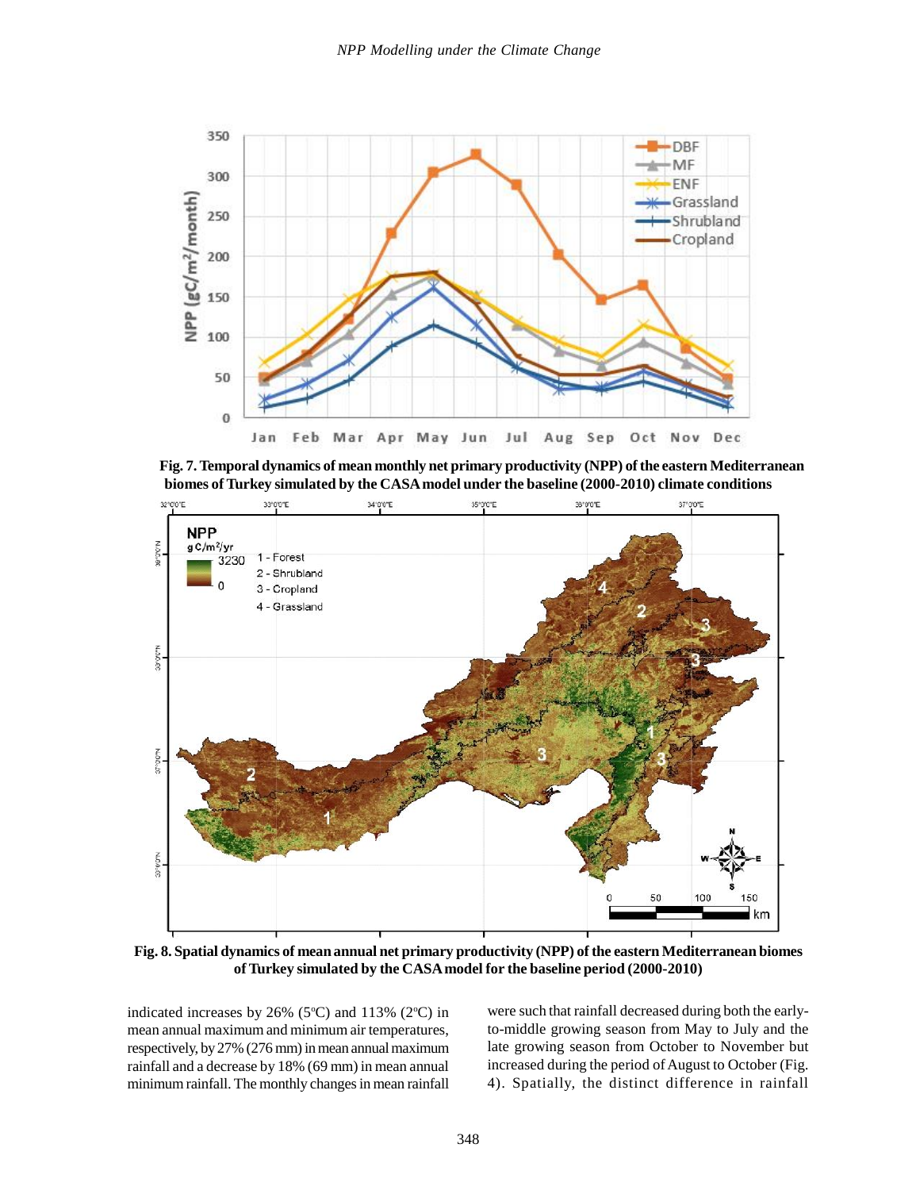Fig. 7. Temporal dynamics of mean monthly net primary productivity (NPP) of the eastern Mediterranean biomes of Turkey simulated by the CASA model under the baseline (2000-2010) climate conditions

Fig. 8. Spatial dynamics of mean annual net primary productivity (NPP) of the eastern Mediterranean biomes of Turkey simulated by the CASA model for the baseline period (2000-2010)

indicated increases by 26% (5°C) and 113% (2°C) in mean annual maximum and minimum air temperatures, respectively, by 27% (276 mm) in mean annual maximum rainfall and a decrease by 18% (69 mm) in mean annual minimum rainfall. The monthly changes in mean rainfall were such that rainfall decreased during both the early-to-middle growing season from May to July and the late growing season from October to November but increased during the period of August to October (Fig. 4). Spatially, the distinct difference in rainfall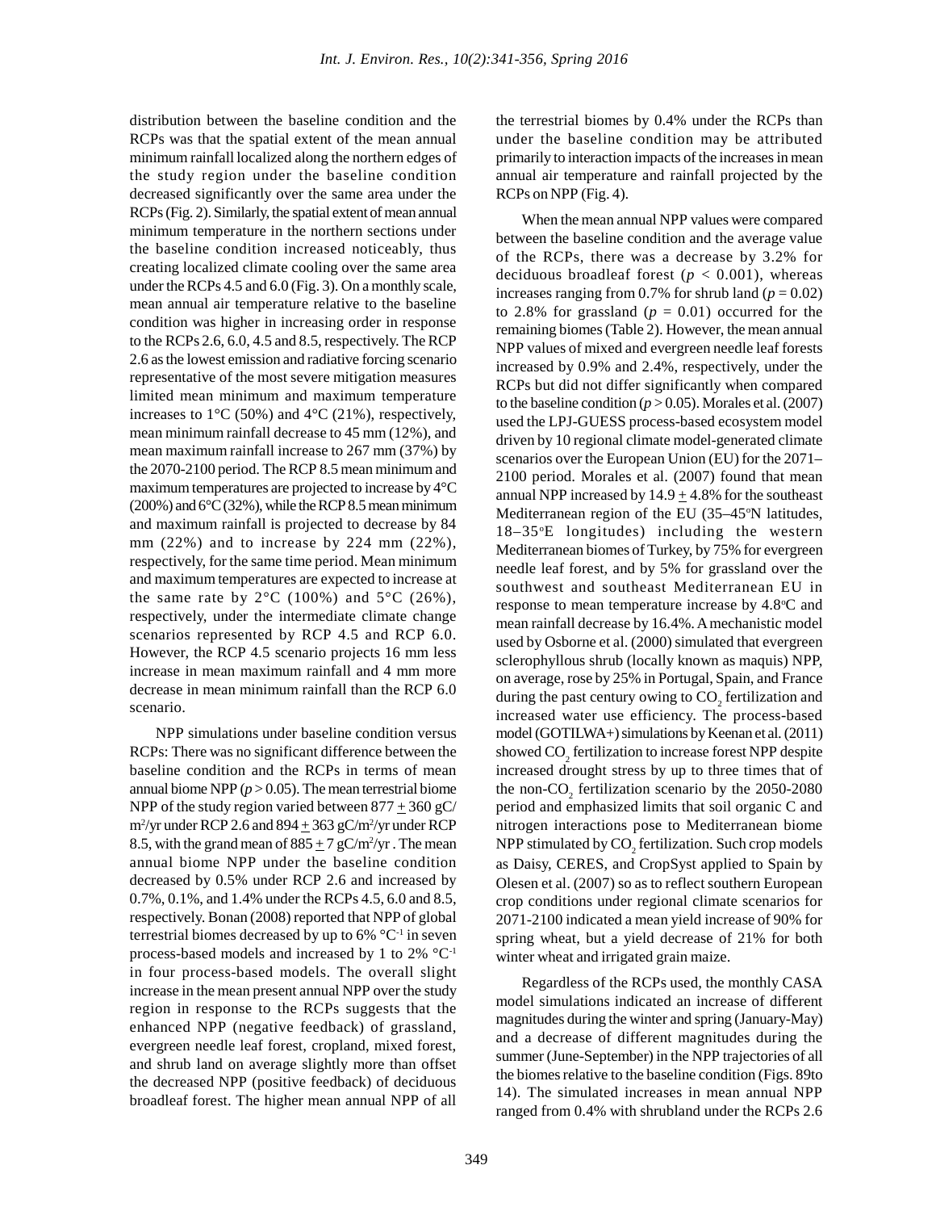distribution between the baseline condition and the RCPs was that the spatial extent of the mean annual minimum rainfall localized along the northern edges of the study region under the baseline condition decreased significantly over the same area under the RCPs (Fig. 2). Similarly, the spatial extent of mean annual minimum temperature in the northern sections under the baseline condition increased noticeably, thus creating localized climate cooling over the same area under the RCPs 4.5 and 6.0 (Fig. 3). On a monthly scale, mean annual air temperature relative to the baseline condition was higher in increasing order in response to the RCPs 2.6, 6.0, 4.5 and 8.5, respectively. The RCP 2.6 as the lowest emission and radiative forcing scenario representative of the most severe mitigation measures limited mean minimum and maximum temperature increases to 1°C (50%) and 4°C (21%), respectively, mean minimum rainfall decrease to 45 mm (12%), and mean maximum rainfall increase to 267 mm (37%) by the 2070-2100 period. The RCP 8.5 mean minimum and maximum temperatures are projected to increase by 4°C (200%) and 6°C (32%), while the RCP 8.5 mean minimum and maximum rainfall is projected to decrease by 84 mm (22%) and to increase by 224 mm (22%), respectively, for the same time period. Mean minimum and maximum temperatures are expected to increase at the same rate by 2°C (100%) and 5°C (26%), respectively, under the intermediate climate change scenarios represented by RCP 4.5 and RCP 6.0. However, the RCP 4.5 scenario projects 16 mm less increase in mean maximum rainfall and 4 mm more decrease in mean minimum rainfall than the RCP 6.0 scenario.

NPP simulations under baseline condition versus RCPs: There was no significant difference between the baseline condition and the RCPs in terms of mean annual biome NPP ($p > 0.05$). The mean terrestrial biome NPP of the study region varied between 877 $\pm$ 360 gC/m$^2$/yr under RCP 2.6 and 894 $\pm$ 363 gC/m$^2$/yr under RCP 8.5, with the grand mean of 885 $\pm$ 7 gC/m$^2$/yr . The mean annual biome NPP under the baseline condition decreased by 0.5% under RCP 2.6 and increased by 0.7%, 0.1%, and 1.4% under the RCPs 4.5, 6.0 and 8.5, respectively. Bonan (2008) reported that NPP of global terrestrial biomes decreased by up to 6% °C$^{-1}$ in seven process-based models and increased by 1 to 2% °C$^{-1}$ in four process-based models. The overall slight increase in the mean present annual NPP over the study region in response to the RCPs suggests that the enhanced NPP (negative feedback) of grassland, evergreen needle leaf forest, cropland, mixed forest, and shrub land on average slightly more than offset the decreased NPP (positive feedback) of deciduous broadleaf forest. The higher mean annual NPP of all the terrestrial biomes by 0.4% under the RCPs than under the baseline condition may be attributed primarily to interaction impacts of the increases in mean annual air temperature and rainfall projected by the RCPs on NPP (Fig. 4).

When the mean annual NPP values were compared between the baseline condition and the average value of the RCPs, there was a decrease by 3.2% for deciduous broadleaf forest ($p < 0.001$), whereas increases ranging from 0.7% for shrub land ($p = 0.02$) to 2.8% for grassland ($p = 0.01$) occurred for the remaining biomes (Table 2). However, the mean annual NPP values of mixed and evergreen needle leaf forests increased by 0.9% and 2.4%, respectively, under the RCPs but did not differ significantly when compared to the baseline condition ($p > 0.05$). Morales et al. (2007) used the LPJ-GUESS process-based ecosystem model driven by 10 regional climate model-generated climate scenarios over the European Union (EU) for the 2071–2100 period. Morales et al. (2007) found that mean annual NPP increased by 14.9 $\pm$ 4.8% for the southeast Mediterranean region of the EU (35–45°N latitudes, 18–35°E longitudes) including the western Mediterranean biomes of Turkey, by 75% for evergreen needle leaf forest, and by 5% for grassland over the southwest and southeast Mediterranean EU in response to mean temperature increase by 4.8°C and mean rainfall decrease by 16.4%. A mechanistic model used by Osborne et al. (2000) simulated that evergreen sclerophyllous shrub (locally known as maquis) NPP, on average, rose by 25% in Portugal, Spain, and France during the past century owing to $CO_2$ fertilization and increased water use efficiency. The process-based model (GOTILWA+) simulations by Keenan et al. (2011) showed $CO_2$ fertilization to increase forest NPP despite increased drought stress by up to three times that of the non-$CO_2$ fertilization scenario by the 2050-2080 period and emphasized limits that soil organic C and nitrogen interactions pose to Mediterranean biome NPP stimulated by $CO_2$ fertilization. Such crop models as Daisy, CERES, and CropSyst applied to Spain by Olesen et al. (2007) so as to reflect southern European crop conditions under regional climate scenarios for 2071-2100 indicated a mean yield increase of 90% for spring wheat, but a yield decrease of 21% for both winter wheat and irrigated grain maize.

Regardless of the RCPs used, the monthly CASA model simulations indicated an increase of different magnitudes during the winter and spring (January-May) and a decrease of different magnitudes during the summer (June-September) in the NPP trajectories of all the biomes relative to the baseline condition (Figs. 89to 14). The simulated increases in mean annual NPP ranged from 0.4% with shrubland under the RCPs 2.6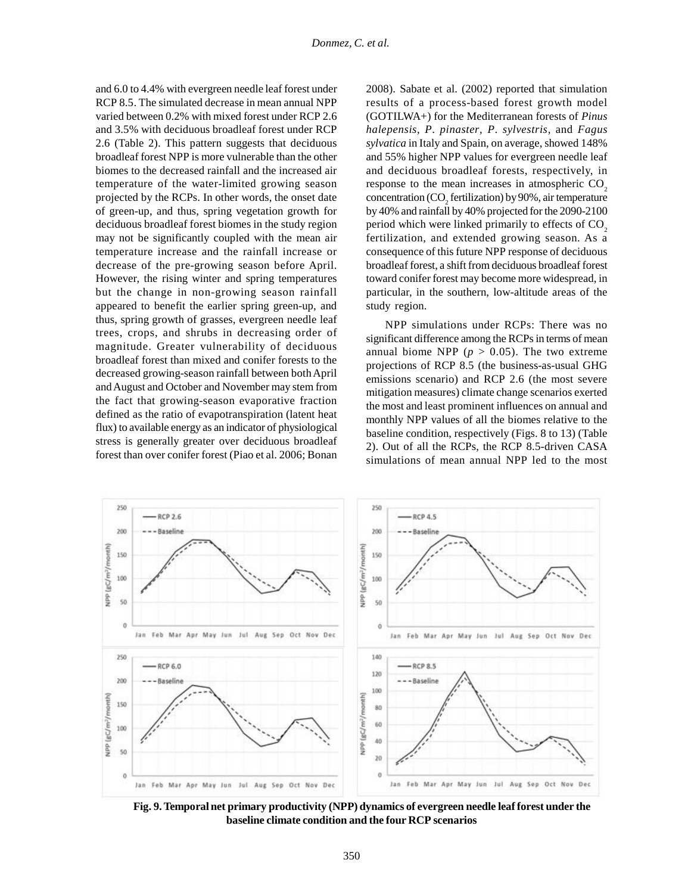and 6.0 to 4.4% with evergreen needle leaf forest under RCP 8.5. The simulated decrease in mean annual NPP varied between 0.2% with mixed forest under RCP 2.6 and 3.5% with deciduous broadleaf forest under RCP 2.6 (Table 2). This pattern suggests that deciduous broadleaf forest NPP is more vulnerable than the other biomes to the decreased rainfall and the increased air temperature of the water-limited growing season projected by the RCPs. In other words, the onset date of green-up, and thus, spring vegetation growth for deciduous broadleaf forest biomes in the study region may not be significantly coupled with the mean air temperature increase and the rainfall increase or decrease of the pre-growing season before April. However, the rising winter and spring temperatures but the change in non-growing season rainfall appeared to benefit the earlier spring green-up, and thus, spring growth of grasses, evergreen needle leaf trees, crops, and shrubs in decreasing order of magnitude. Greater vulnerability of deciduous broadleaf forest than mixed and conifer forests to the decreased growing-season rainfall between both April and August and October and November may stem from the fact that growing-season evaporative fraction defined as the ratio of evapotranspiration (latent heat flux) to available energy as an indicator of physiological stress is generally greater over deciduous broadleaf forest than over conifer forest (Piao et al. 2006; Bonan 2008). Sabate et al. (2002) reported that simulation results of a process-based forest growth model (GOTILWA+) for the Mediterranean forests of *Pinus halepensis*, *P. pinaster*, *P. sylvestris*, and *Fagus sylvatica* in Italy and Spain, on average, showed 148% and 55% higher NPP values for evergreen needle leaf and deciduous broadleaf forests, respectively, in response to the mean increases in atmospheric $CO_2$ concentration ($CO_2$ fertilization) by 90%, air temperature by 40% and rainfall by 40% projected for the 2090-2100 period which were linked primarily to effects of $CO_2$ fertilization, and extended growing season. As a consequence of this future NPP response of deciduous broadleaf forest, a shift from deciduous broadleaf forest toward conifer forest may become more widespread, in particular, in the southern, low-altitude areas of the study region.

NPP simulations under RCPs: There was no significant difference among the RCPs in terms of mean annual biome NPP ($p > 0.05$). The two extreme projections of RCP 8.5 (the business-as-usual GHG emissions scenario) and RCP 2.6 (the most severe mitigation measures) climate change scenarios exerted the most and least prominent influences on annual and monthly NPP values of all the biomes relative to the baseline condition, respectively (Figs. 8 to 13) (Table 2). Out of all the RCPs, the RCP 8.5-driven CASA simulations of mean annual NPP led to the most

**Fig. 9. Temporal net primary productivity (NPP) dynamics of evergreen needle leaf forest under the baseline climate condition and the four RCP scenarios**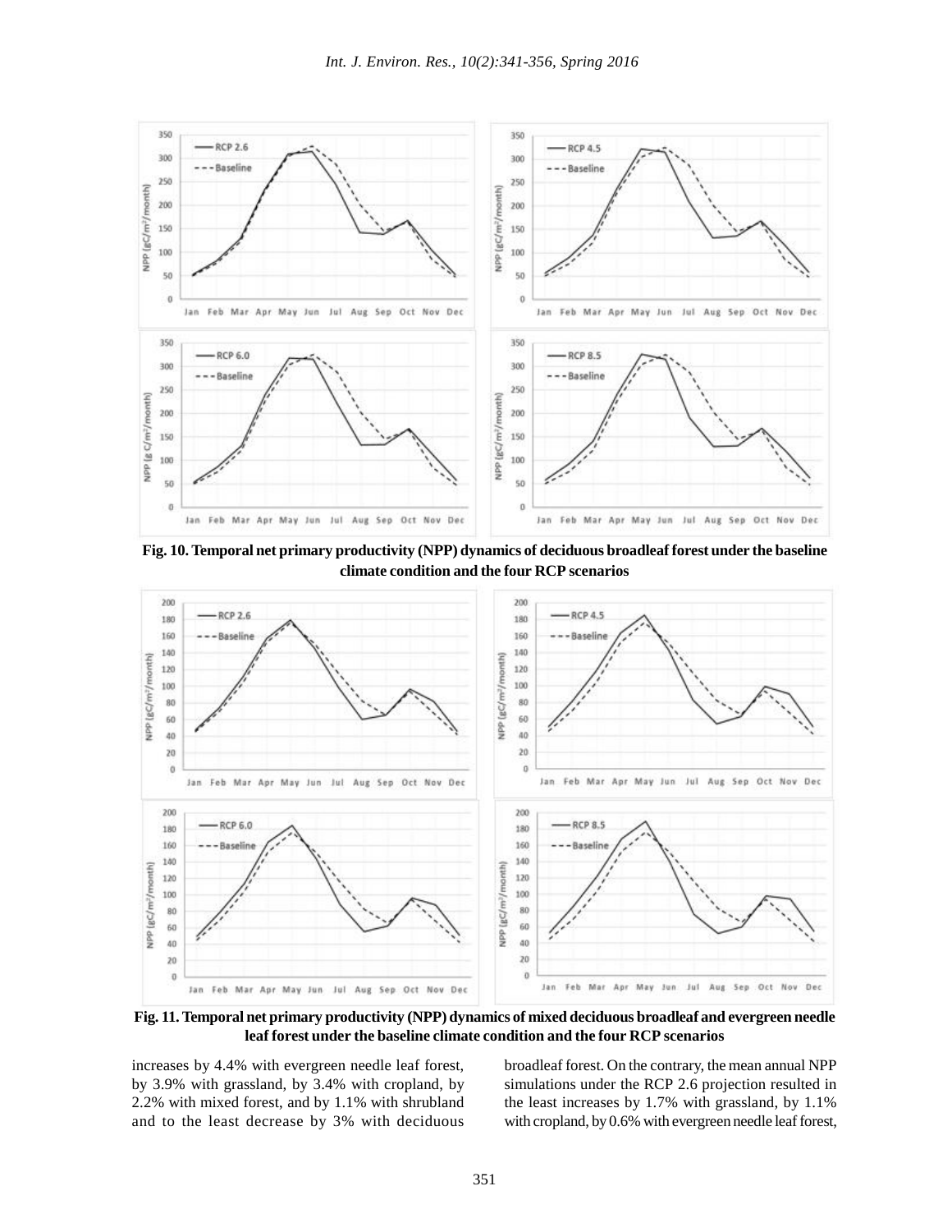**Fig. 10. Temporal net primary productivity (NPP) dynamics of deciduous broadleaf forest under the baseline climate condition and the four RCP scenarios**

**Fig. 11. Temporal net primary productivity (NPP) dynamics of mixed deciduous broadleaf and evergreen needle leaf forest under the baseline climate condition and the four RCP scenarios**

increases by 4.4% with evergreen needle leaf forest, by 3.9% with grassland, by 3.4% with cropland, by 2.2% with mixed forest, and by 1.1% with shrubland and to the least decrease by 3% with deciduous broadleaf forest. On the contrary, the mean annual NPP simulations under the RCP 2.6 projection resulted in the least increases by 1.7% with grassland, by 1.1% with cropland, by 0.6% with evergreen needle leaf forest,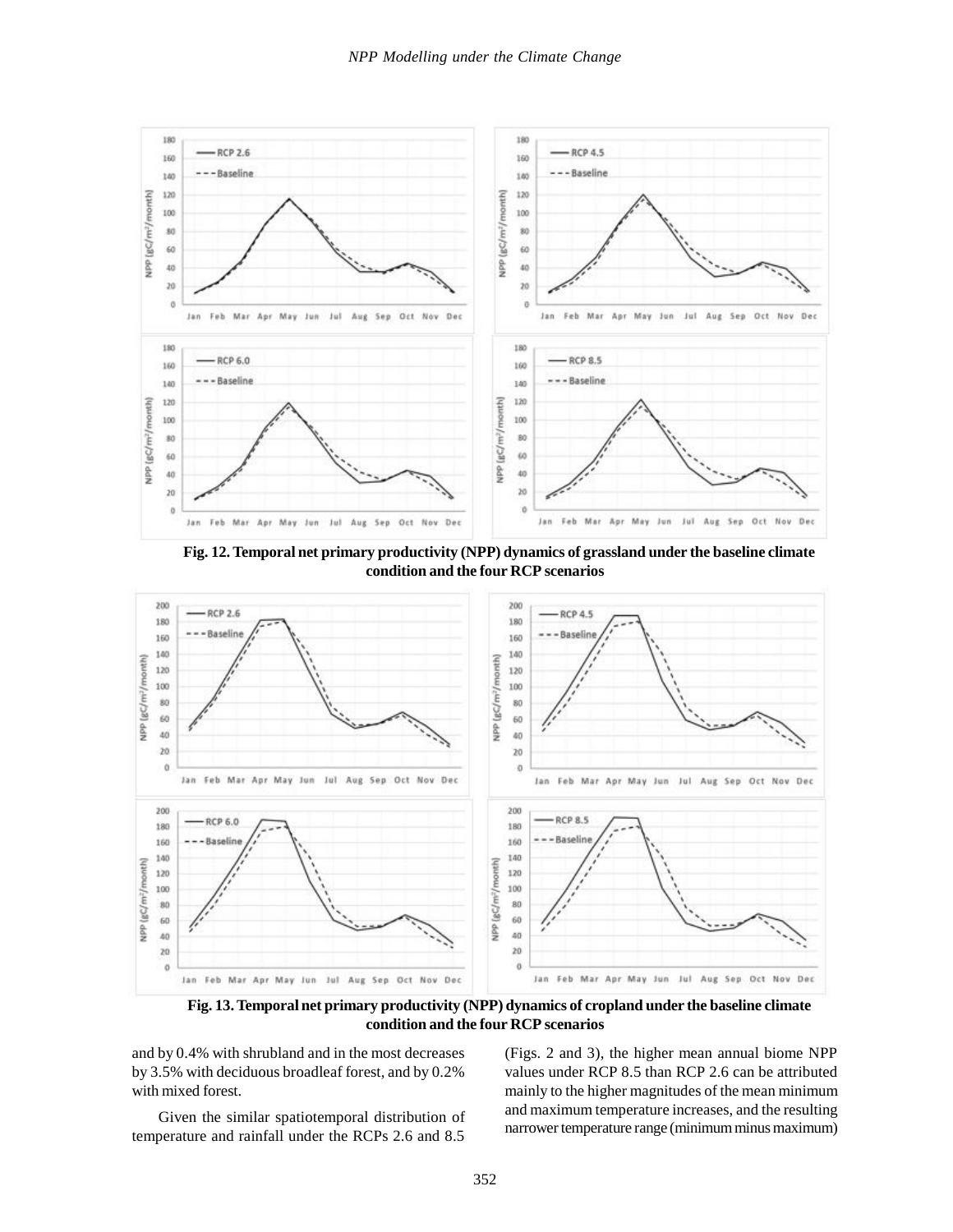Fig. 12. Temporal net primary productivity (NPP) dynamics of grassland under the baseline climate condition and the four RCP scenarios

Fig. 13. Temporal net primary productivity (NPP) dynamics of cropland under the baseline climate condition and the four RCP scenarios

and by 0.4% with shrubland and in the most decreases by 3.5% with deciduous broadleaf forest, and by 0.2% with mixed forest.

Given the similar spatiotemporal distribution of temperature and rainfall under the RCPs 2.6 and 8.5 (Figs. 2 and 3), the higher mean annual biome NPP values under RCP 8.5 than RCP 2.6 can be attributed mainly to the higher magnitudes of the mean minimum and maximum temperature increases, and the resulting narrower temperature range (minimum minus maximum)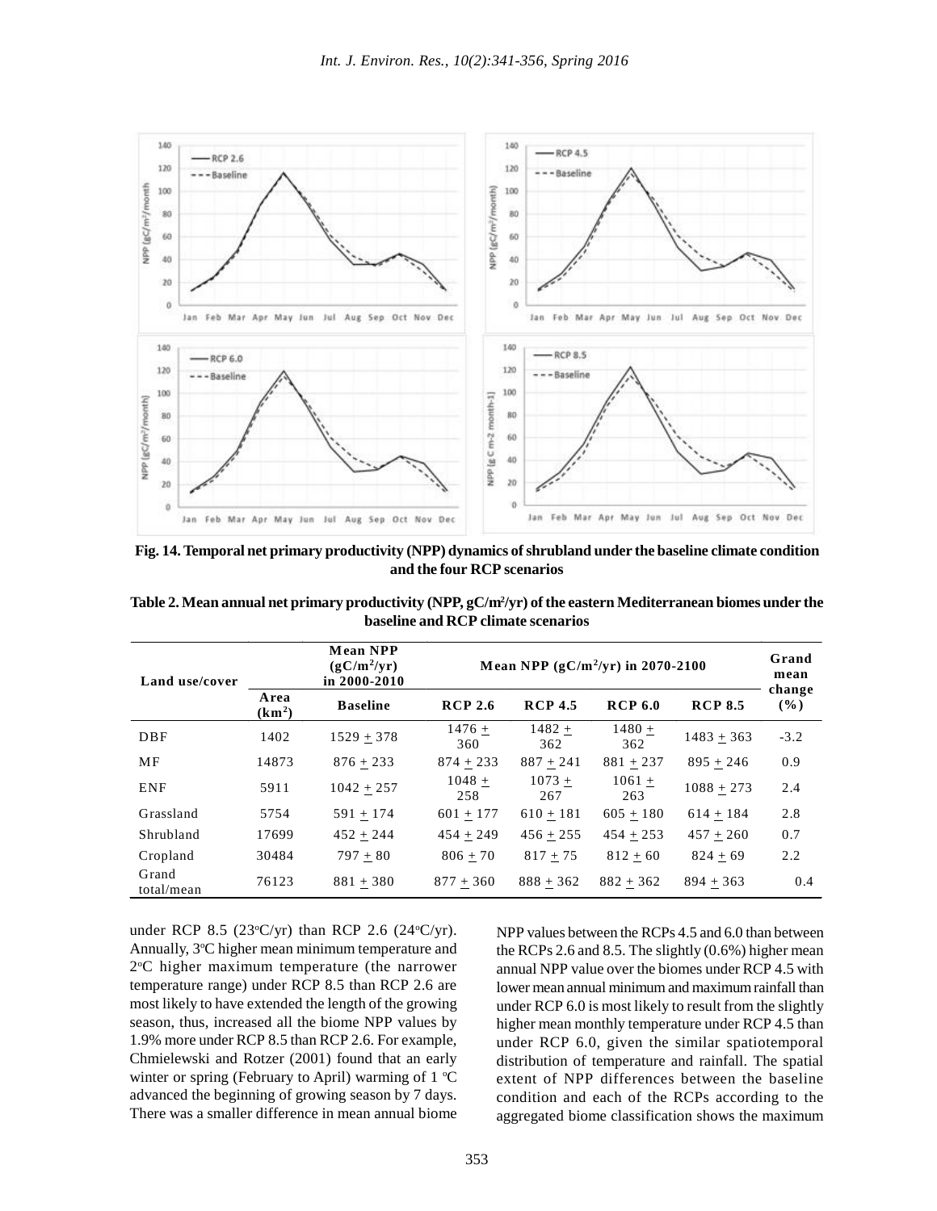**Fig. 14. Temporal net primary productivity (NPP) dynamics of shrubland under the baseline climate condition and the four RCP scenarios**

**Table 2. Mean annual net primary productivity (NPP, gC/m²/yr) of the eastern Mediterranean biomes under the baseline and RCP climate scenarios**

| Land use/cover | Area (km²) | Mean NPP (gC/m²/yr) in 2000-2010 | Mean NPP (gC/m²/yr) in 2070-2100 | | | | Grand mean change (%) |
|---|---|---|---|---|---|---|---|
| | | Baseline | RCP 2.6 | RCP 4.5 | RCP 6.0 | RCP 8.5 | |
| DBF | 1402 | 1529 ± 378 | 1476 ± 360 | 1482 ± 362 | 1480 ± 362 | 1483 ± 363 | -3.2 |
| MF | 14873 | 876 ± 233 | 874 ± 233 | 887 ± 241 | 881 ± 237 | 895 ± 246 | 0.9 |
| ENF | 5911 | 1042 ± 257 | 1048 ± 258 | 1073 ± 267 | 1061 ± 263 | 1088 ± 273 | 2.4 |
| Grassland | 5754 | 591 ± 174 | 601 ± 177 | 610 ± 181 | 605 ± 180 | 614 ± 184 | 2.8 |
| Shrubland | 17699 | 452 ± 244 | 454 ± 249 | 456 ± 255 | 454 ± 253 | 457 ± 260 | 0.7 |
| Cropland | 30484 | 797 ± 80 | 806 ± 70 | 817 ± 75 | 812 ± 60 | 824 ± 69 | 2.2 |
| Grand total/mean | 76123 | 881 ± 380 | 877 ± 360 | 888 ± 362 | 882 ± 362 | 894 ± 363 | 0.4 |

under RCP 8.5 (23°C/yr) than RCP 2.6 (24°C/yr). Annually, 3°C higher mean minimum temperature and 2°C higher maximum temperature (the narrower temperature range) under RCP 8.5 than RCP 2.6 are most likely to have extended the length of the growing season, thus, increased all the biome NPP values by 1.9% more under RCP 8.5 than RCP 2.6. For example, Chmielewski and Rotzer (2001) found that an early winter or spring (February to April) warming of 1 °C advanced the beginning of growing season by 7 days. There was a smaller difference in mean annual biome NPP values between the RCPs 4.5 and 6.0 than between the RCPs 2.6 and 8.5. The slightly (0.6%) higher mean annual NPP value over the biomes under RCP 4.5 with lower mean annual minimum and maximum rainfall than under RCP 6.0 is most likely to result from the slightly higher mean monthly temperature under RCP 4.5 than under RCP 6.0, given the similar spatiotemporal distribution of temperature and rainfall. The spatial extent of NPP differences between the baseline condition and each of the RCPs according to the aggregated biome classification shows the maximum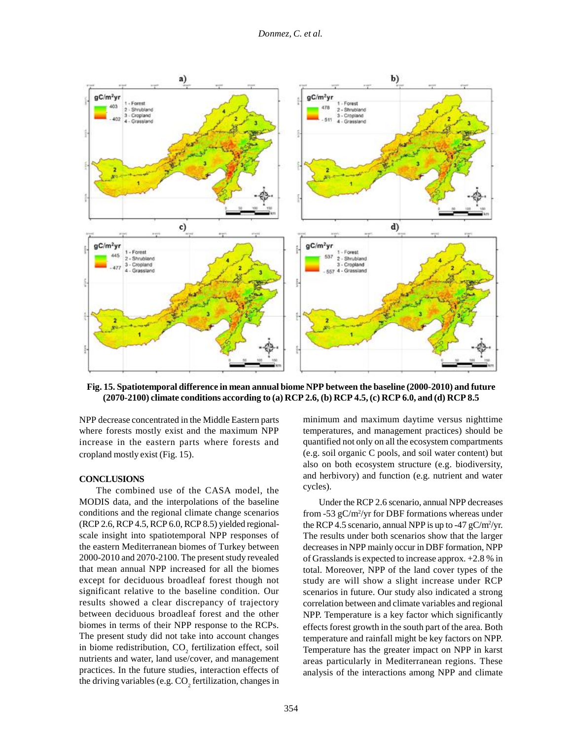**Fig. 15. Spatiotemporal difference in mean annual biome NPP between the baseline (2000-2010) and future (2070-2100) climate conditions according to (a) RCP 2.6, (b) RCP 4.5, (c) RCP 6.0, and (d) RCP 8.5**

NPP decrease concentrated in the Middle Eastern parts where forests mostly exist and the maximum NPP increase in the eastern parts where forests and cropland mostly exist (Fig. 15).

## CONCLUSIONS

The combined use of the CASA model, the MODIS data, and the interpolations of the baseline conditions and the regional climate change scenarios (RCP 2.6, RCP 4.5, RCP 6.0, RCP 8.5) yielded regional-scale insight into spatiotemporal NPP responses of the eastern Mediterranean biomes of Turkey between 2000-2010 and 2070-2100. The present study revealed that mean annual NPP increased for all the biomes except for deciduous broadleaf forest though not significant relative to the baseline condition. Our results showed a clear discrepancy of trajectory between deciduous broadleaf forest and the other biomes in terms of their NPP response to the RCPs. The present study did not take into account changes in biome redistribution, $CO_2$ fertilization effect, soil nutrients and water, land use/cover, and management practices. In the future studies, interaction effects of the driving variables (e.g. $CO_2$ fertilization, changes in minimum and maximum daytime versus nighttime temperatures, and management practices) should be quantified not only on all the ecosystem compartments (e.g. soil organic C pools, and soil water content) but also on both ecosystem structure (e.g. biodiversity, and herbivory) and function (e.g. nutrient and water cycles).

Under the RCP 2.6 scenario, annual NPP decreases from -53 gC/m$^2$/yr for DBF formations whereas under the RCP 4.5 scenario, annual NPP is up to -47 gC/m$^2$/yr. The results under both scenarios show that the larger decreases in NPP mainly occur in DBF formation, NPP of Grasslands is expected to increase approx. +2.8 % in total. Moreover, NPP of the land cover types of the study are will show a slight increase under RCP scenarios in future. Our study also indicated a strong correlation between and climate variables and regional NPP. Temperature is a key factor which significantly effects forest growth in the south part of the area. Both temperature and rainfall might be key factors on NPP. Temperature has the greater impact on NPP in karst areas particularly in Mediterranean regions. These analysis of the interactions among NPP and climate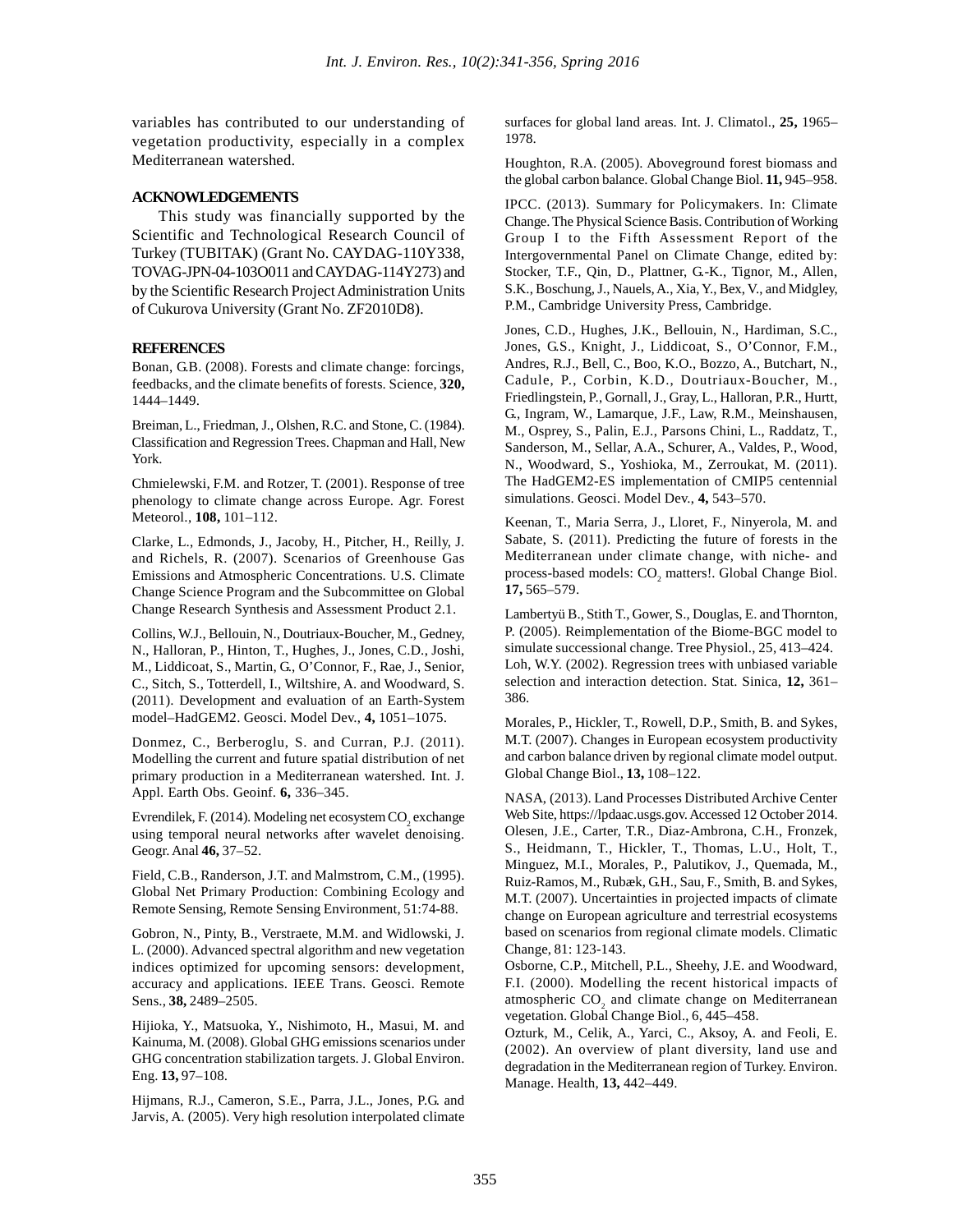variables has contributed to our understanding of vegetation productivity, especially in a complex Mediterranean watershed.

## ACKNOWLEDGEMENTS

This study was financially supported by the Scientific and Technological Research Council of Turkey (TUBITAK) (Grant No. CAYDAG-110Y338, TOVAG-JPN-04-103O011 and CAYDAG-114Y273) and by the Scientific Research Project Administration Units of Cukurova University (Grant No. ZF2010D8).

## REFERENCES

Bonan, G.B. (2008). Forests and climate change: forcings, feedbacks, and the climate benefits of forests. Science, **320,** 1444–1449.

Breiman, L., Friedman, J., Olshen, R.C. and Stone, C. (1984). Classification and Regression Trees. Chapman and Hall, New York.

Chmielewski, F.M. and Rotzer, T. (2001). Response of tree phenology to climate change across Europe. Agr. Forest Meteorol., **108,** 101–112.

Clarke, L., Edmonds, J., Jacoby, H., Pitcher, H., Reilly, J. and Richels, R. (2007). Scenarios of Greenhouse Gas Emissions and Atmospheric Concentrations. U.S. Climate Change Science Program and the Subcommittee on Global Change Research Synthesis and Assessment Product 2.1.

Collins, W.J., Bellouin, N., Doutriaux-Boucher, M., Gedney, N., Halloran, P., Hinton, T., Hughes, J., Jones, C.D., Joshi, M., Liddicoat, S., Martin, G., O'Connor, F., Rae, J., Senior, C., Sitch, S., Totterdell, I., Wiltshire, A. and Woodward, S. (2011). Development and evaluation of an Earth-System model–HadGEM2. Geosci. Model Dev., **4,** 1051–1075.

Donmez, C., Berberoglu, S. and Curran, P.J. (2011). Modelling the current and future spatial distribution of net primary production in a Mediterranean watershed. Int. J. Appl. Earth Obs. Geoinf. **6,** 336–345.

Evrendilek, F. (2014). Modeling net ecosystem $CO_2$ exchange using temporal neural networks after wavelet denoising. Geogr. Anal **46,** 37–52.

Field, C.B., Randerson, J.T. and Malmstrom, C.M., (1995). Global Net Primary Production: Combining Ecology and Remote Sensing, Remote Sensing Environment, 51:74-88.

Gobron, N., Pinty, B., Verstraete, M.M. and Widlowski, J. L. (2000). Advanced spectral algorithm and new vegetation indices optimized for upcoming sensors: development, accuracy and applications. IEEE Trans. Geosci. Remote Sens., **38,** 2489–2505.

Hijioka, Y., Matsuoka, Y., Nishimoto, H., Masui, M. and Kainuma, M. (2008). Global GHG emissions scenarios under GHG concentration stabilization targets. J. Global Environ. Eng. **13,** 97–108.

Hijmans, R.J., Cameron, S.E., Parra, J.L., Jones, P.G. and Jarvis, A. (2005). Very high resolution interpolated climate surfaces for global land areas. Int. J. Climatol., **25,** 1965–1978.

Houghton, R.A. (2005). Aboveground forest biomass and the global carbon balance. Global Change Biol. **11,** 945–958.

IPCC. (2013). Summary for Policymakers. In: Climate Change. The Physical Science Basis. Contribution of Working Group I to the Fifth Assessment Report of the Intergovernmental Panel on Climate Change, edited by: Stocker, T.F., Qin, D., Plattner, G.-K., Tignor, M., Allen, S.K., Boschung, J., Nauels, A., Xia, Y., Bex, V., and Midgley, P.M., Cambridge University Press, Cambridge.

Jones, C.D., Hughes, J.K., Bellouin, N., Hardiman, S.C., Jones, G.S., Knight, J., Liddicoat, S., O'Connor, F.M., Andres, R.J., Bell, C., Boo, K.O., Bozzo, A., Butchart, N., Cadule, P., Corbin, K.D., Doutriaux-Boucher, M., Friedlingstein, P., Gornall, J., Gray, L., Halloran, P.R., Hurtt, G., Ingram, W., Lamarque, J.F., Law, R.M., Meinshausen, M., Osprey, S., Palin, E.J., Parsons Chini, L., Raddatz, T., Sanderson, M., Sellar, A.A., Schurer, A., Valdes, P., Wood, N., Woodward, S., Yoshioka, M., Zerroukat, M. (2011). The HadGEM2-ES implementation of CMIP5 centennial simulations. Geosci. Model Dev., **4,** 543–570.

Keenan, T., Maria Serra, J., Lloret, F., Ninyerola, M. and Sabate, S. (2011). Predicting the future of forests in the Mediterranean under climate change, with niche- and process-based models: $CO_2$ matters!. Global Change Biol. **17,** 565–579.

Lambertyü B., Stith T., Gower, S., Douglas, E. and Thornton, P. (2005). Reimplementation of the Biome-BGC model to simulate successional change. Tree Physiol., 25, 413–424.

Loh, W.Y. (2002). Regression trees with unbiased variable selection and interaction detection. Stat. Sinica, **12,** 361–386.

Morales, P., Hickler, T., Rowell, D.P., Smith, B. and Sykes, M.T. (2007). Changes in European ecosystem productivity and carbon balance driven by regional climate model output. Global Change Biol., **13,** 108–122.

NASA, (2013). Land Processes Distributed Archive Center Web Site, https://lpdaac.usgs.gov. Accessed 12 October 2014.

Olesen, J.E., Carter, T.R., Diaz-Ambrona, C.H., Fronzek, S., Heidmann, T., Hickler, T., Thomas, L.U., Holt, T., Minguez, M.I., Morales, P., Palutikov, J., Quemada, M., Ruiz-Ramos, M., Rubæk, G.H., Sau, F., Smith, B. and Sykes, M.T. (2007). Uncertainties in projected impacts of climate change on European agriculture and terrestrial ecosystems based on scenarios from regional climate models. Climatic Change, 81: 123-143.

Osborne, C.P., Mitchell, P.L., Sheehy, J.E. and Woodward, F.I. (2000). Modelling the recent historical impacts of atmospheric $CO_2$ and climate change on Mediterranean vegetation. Global Change Biol., 6, 445–458.

Ozturk, M., Celik, A., Yarci, C., Aksoy, A. and Feoli, E. (2002). An overview of plant diversity, land use and degradation in the Mediterranean region of Turkey. Environ. Manage. Health, **13,** 442–449.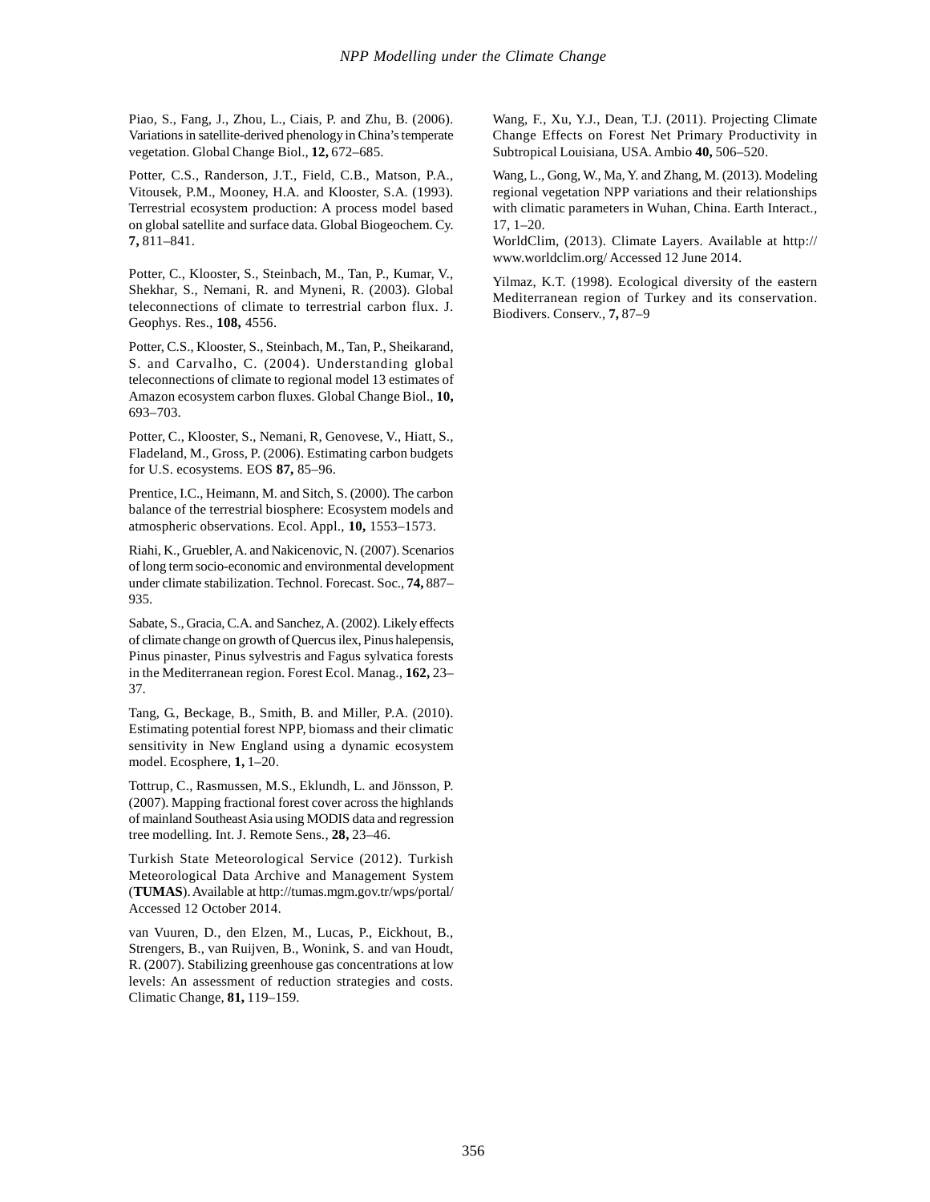Piao, S., Fang, J., Zhou, L., Ciais, P. and Zhu, B. (2006). Variations in satellite-derived phenology in China's temperate vegetation. Global Change Biol., **12,** 672–685.

Potter, C.S., Randerson, J.T., Field, C.B., Matson, P.A., Vitousek, P.M., Mooney, H.A. and Klooster, S.A. (1993). Terrestrial ecosystem production: A process model based on global satellite and surface data. Global Biogeochem. Cy. **7,** 811–841.

Potter, C., Klooster, S., Steinbach, M., Tan, P., Kumar, V., Shekhar, S., Nemani, R. and Myneni, R. (2003). Global teleconnections of climate to terrestrial carbon flux. J. Geophys. Res., **108,** 4556.

Potter, C.S., Klooster, S., Steinbach, M., Tan, P., Sheikarand, S. and Carvalho, C. (2004). Understanding global teleconnections of climate to regional model 13 estimates of Amazon ecosystem carbon fluxes. Global Change Biol., **10,** 693–703.

Potter, C., Klooster, S., Nemani, R, Genovese, V., Hiatt, S., Fladeland, M., Gross, P. (2006). Estimating carbon budgets for U.S. ecosystems. EOS **87,** 85–96.

Prentice, I.C., Heimann, M. and Sitch, S. (2000). The carbon balance of the terrestrial biosphere: Ecosystem models and atmospheric observations. Ecol. Appl., **10,** 1553–1573.

Riahi, K., Gruebler, A. and Nakicenovic, N. (2007). Scenarios of long term socio-economic and environmental development under climate stabilization. Technol. Forecast. Soc., **74,** 887–935.

Sabate, S., Gracia, C.A. and Sanchez, A. (2002). Likely effects of climate change on growth of Quercus ilex, Pinus halepensis, Pinus pinaster, Pinus sylvestris and Fagus sylvatica forests in the Mediterranean region. Forest Ecol. Manag., **162,** 23–37.

Tang, G., Beckage, B., Smith, B. and Miller, P.A. (2010). Estimating potential forest NPP, biomass and their climatic sensitivity in New England using a dynamic ecosystem model. Ecosphere, **1,** 1–20.

Tottrup, C., Rasmussen, M.S., Eklundh, L. and Jönsson, P. (2007). Mapping fractional forest cover across the highlands of mainland Southeast Asia using MODIS data and regression tree modelling. Int. J. Remote Sens., **28,** 23–46.

Turkish State Meteorological Service (2012). Turkish Meteorological Data Archive and Management System (**TUMAS**). Available at http://tumas.mgm.gov.tr/wps/portal/ Accessed 12 October 2014.

van Vuuren, D., den Elzen, M., Lucas, P., Eickhout, B., Strengers, B., van Ruijven, B., Wonink, S. and van Houdt, R. (2007). Stabilizing greenhouse gas concentrations at low levels: An assessment of reduction strategies and costs. Climatic Change, **81,** 119–159.

Wang, F., Xu, Y.J., Dean, T.J. (2011). Projecting Climate Change Effects on Forest Net Primary Productivity in Subtropical Louisiana, USA. Ambio **40,** 506–520.

Wang, L., Gong, W., Ma, Y. and Zhang, M. (2013). Modeling regional vegetation NPP variations and their relationships with climatic parameters in Wuhan, China. Earth Interact., 17, 1–20.

WorldClim, (2013). Climate Layers. Available at http://www.worldclim.org/ Accessed 12 June 2014.

Yilmaz, K.T. (1998). Ecological diversity of the eastern Mediterranean region of Turkey and its conservation. Biodivers. Conserv., **7,** 87–9